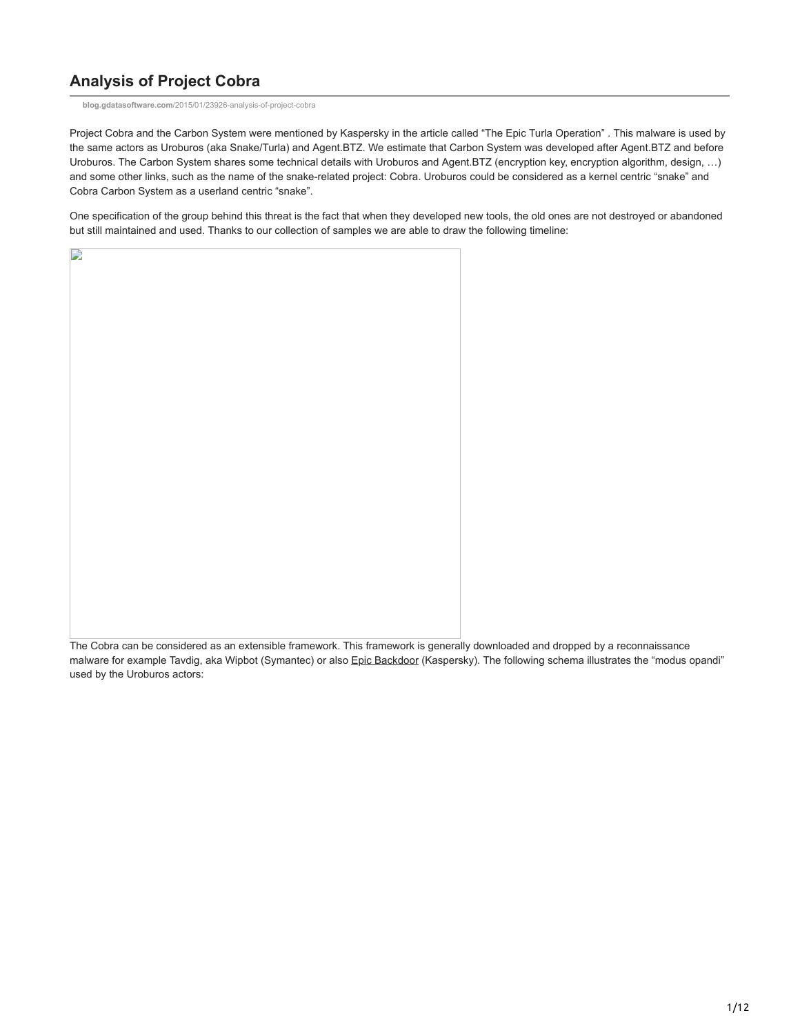# Analysis of Project Cobra

blog.gdatasoftware.com/2015/01/23926-analysis-of-project-cobra

Project Cobra and the Carbon System were mentioned by Kaspersky in the article called "The Epic Turla Operation" . This malware is used by the same actors as Uroburos (aka Snake/Turla) and Agent.BTZ. We estimate that Carbon System was developed after Agent.BTZ and before Uroburos. The Carbon System shares some technical details with Uroburos and Agent.BTZ (encryption key, encryption algorithm, design, …) and some other links, such as the name of the snake-related project: Cobra. Uroburos could be considered as a kernel centric "snake" and Cobra Carbon System as a userland centric "snake".

One specification of the group behind this threat is the fact that when they developed new tools, the old ones are not destroyed or abandoned but still maintained and used. Thanks to our collection of samples we are able to draw the following timeline:

The Cobra can be considered as an extensible framework. This framework is generally downloaded and dropped by a reconnaissance malware for example Tavdig, aka Wipbot (Symantec) or also Epic Backdoor (Kaspersky). The following schema illustrates the "modus opandi" used by the Uroburos actors: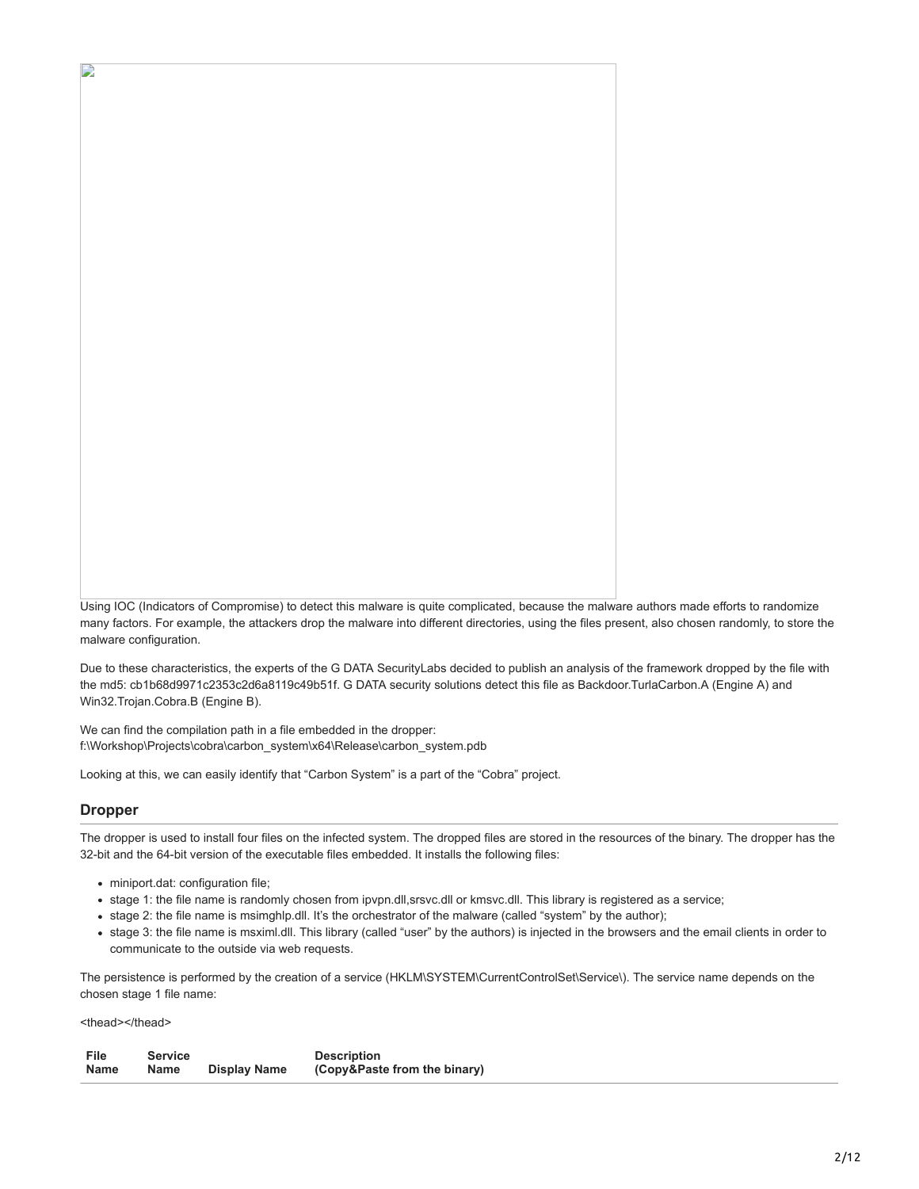Using IOC (Indicators of Compromise) to detect this malware is quite complicated, because the malware authors made efforts to randomize many factors. For example, the attackers drop the malware into different directories, using the files present, also chosen randomly, to store the malware configuration.

Due to these characteristics, the experts of the G DATA SecurityLabs decided to publish an analysis of the framework dropped by the file with the md5: cb1b68d9971c2353c2d6a8119c49b51f. G DATA security solutions detect this file as Backdoor.TurlaCarbon.A (Engine A) and Win32.Trojan.Cobra.B (Engine B).

We can find the compilation path in a file embedded in the dropper: f:\Workshop\Projects\cobra\carbon_system\x64\Release\carbon_system.pdb

Looking at this, we can easily identify that "Carbon System" is a part of the "Cobra" project.

## Dropper

The dropper is used to install four files on the infected system. The dropped files are stored in the resources of the binary. The dropper has the 32-bit and the 64-bit version of the executable files embedded. It installs the following files:

- miniport.dat: configuration file;
- stage 1: the file name is randomly chosen from ipvpn.dll,srsvc.dll or kmsvc.dll. This library is registered as a service;
- stage 2: the file name is msimghlp.dll. It's the orchestrator of the malware (called "system" by the author);
- stage 3: the file name is msximl.dll. This library (called "user" by the authors) is injected in the browsers and the email clients in order to communicate to the outside via web requests.

The persistence is performed by the creation of a service (HKLM\SYSTEM\CurrentControlSet\Service\). The service name depends on the chosen stage 1 file name:

<thead></thead>

| File Name | Service Name | Display Name | Description (Copy&Paste from the binary) |
|---|---|---|---|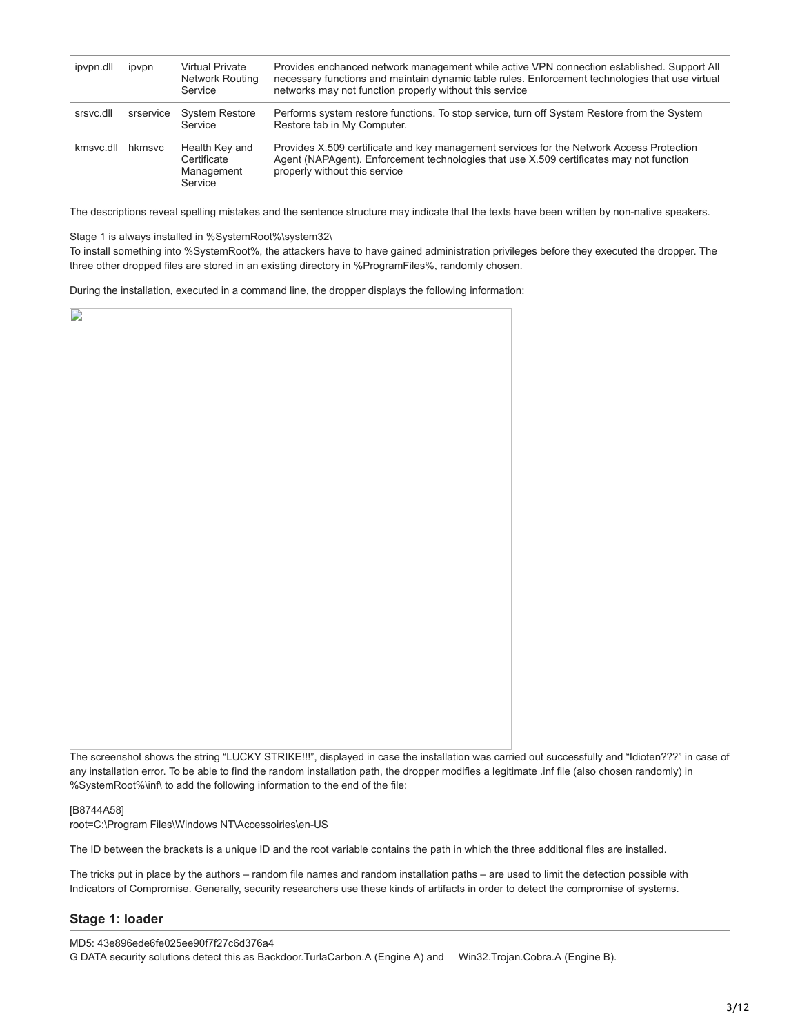| ipvpn.dll | ipvpn | Virtual Private Network Routing Service | Provides enchanced network management while active VPN connection established. Support All necessary functions and maintain dynamic table rules. Enforcement technologies that use virtual networks may not function properly without this service |
|---|---|---|---|
| srsvc.dll | srservice | System Restore Service | Performs system restore functions. To stop service, turn off System Restore from the System Restore tab in My Computer. |
| kmsvc.dll | hkmsvc | Health Key and Certificate Management Service | Provides X.509 certificate and key management services for the Network Access Protection Agent (NAPAgent). Enforcement technologies that use X.509 certificates may not function properly without this service |

The descriptions reveal spelling mistakes and the sentence structure may indicate that the texts have been written by non-native speakers.

Stage 1 is always installed in %SystemRoot%\system32\
To install something into %SystemRoot%, the attackers have to have gained administration privileges before they executed the dropper. The three other dropped files are stored in an existing directory in %ProgramFiles%, randomly chosen.

During the installation, executed in a command line, the dropper displays the following information:

The screenshot shows the string "LUCKY STRIKE!!!", displayed in case the installation was carried out successfully and "Idioten???" in case of any installation error. To be able to find the random installation path, the dropper modifies a legitimate .inf file (also chosen randomly) in %SystemRoot%\inf\ to add the following information to the end of the file:

```
[B8744A58]
root=C:\Program Files\Windows NT\Accessoiries\en-US
```

The ID between the brackets is a unique ID and the root variable contains the path in which the three additional files are installed.

The tricks put in place by the authors – random file names and random installation paths – are used to limit the detection possible with Indicators of Compromise. Generally, security researchers use these kinds of artifacts in order to detect the compromise of systems.

## Stage 1: loader

MD5: 43e896ede6fe025ee90f7f27c6d376a4
G DATA security solutions detect this as Backdoor.TurlaCarbon.A (Engine A) and Win32.Trojan.Cobra.A (Engine B).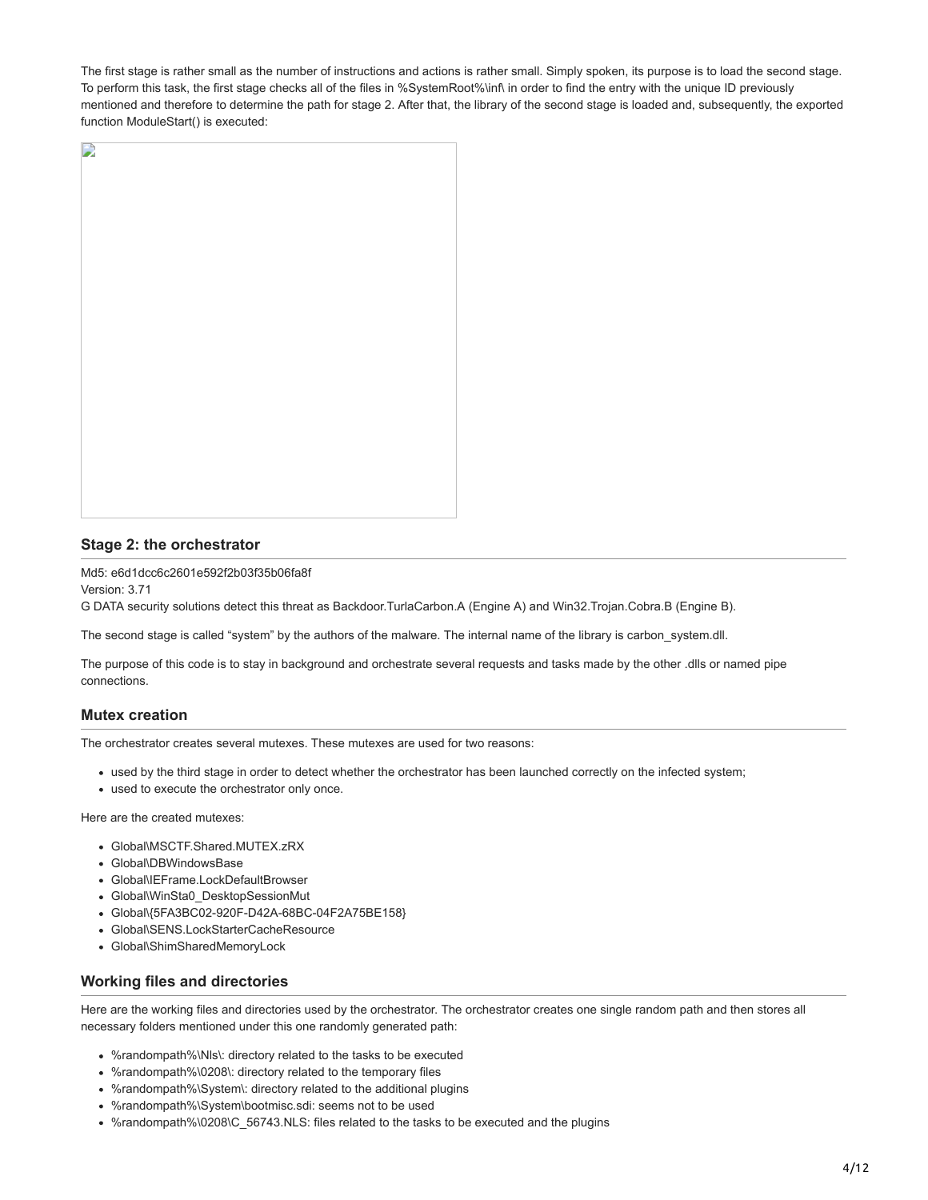The first stage is rather small as the number of instructions and actions is rather small. Simply spoken, its purpose is to load the second stage. To perform this task, the first stage checks all of the files in %SystemRoot%\inf\ in order to find the entry with the unique ID previously mentioned and therefore to determine the path for stage 2. After that, the library of the second stage is loaded and, subsequently, the exported function ModuleStart() is executed:

### Stage 2: the orchestrator

Md5: e6d1dcc6c2601e592f2b03f35b06fa8f
Version: 3.71
G DATA security solutions detect this threat as Backdoor.TurlaCarbon.A (Engine A) and Win32.Trojan.Cobra.B (Engine B).

The second stage is called "system" by the authors of the malware. The internal name of the library is carbon_system.dll.

The purpose of this code is to stay in background and orchestrate several requests and tasks made by the other .dlls or named pipe connections.

### Mutex creation

The orchestrator creates several mutexes. These mutexes are used for two reasons:

- used by the third stage in order to detect whether the orchestrator has been launched correctly on the infected system;
- used to execute the orchestrator only once.

Here are the created mutexes:

- Global\MSCTF.Shared.MUTEX.zRX
- Global\DBWindowsBase
- Global\IEFrame.LockDefaultBrowser
- Global\WinSta0_DesktopSessionMut
- Global\{5FA3BC02-920F-D42A-68BC-04F2A75BE158}
- Global\SENS.LockStarterCacheResource
- Global\ShimSharedMemoryLock

### Working files and directories

Here are the working files and directories used by the orchestrator. The orchestrator creates one single random path and then stores all necessary folders mentioned under this one randomly generated path:

- %randompath%\Nls\: directory related to the tasks to be executed
- %randompath%\0208\: directory related to the temporary files
- %randompath%\System\: directory related to the additional plugins
- %randompath%\System\bootmisc.sdi: seems not to be used
- %randompath%\0208\C_56743.NLS: files related to the tasks to be executed and the plugins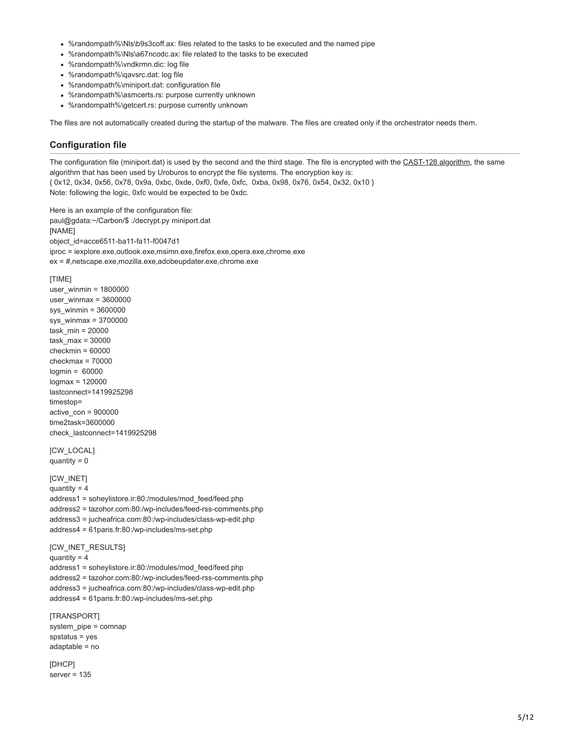- %randompath%\Nls\b9s3coff.ax: files related to the tasks to be executed and the named pipe
- %randompath%\Nls\a67ncodc.ax: file related to the tasks to be executed
- %randompath%\vndkrmn.dic: log file
- %randompath%\qavsrc.dat: log file
- %randompath%\miniport.dat: configuration file
- %randompath%\asmcerts.rs: purpose currently unknown
- %randompath%\getcert.rs: purpose currently unknown

The files are not automatically created during the startup of the malware. The files are created only if the orchestrator needs them.

## Configuration file

The configuration file (miniport.dat) is used by the second and the third stage. The file is encrypted with the CAST-128 algorithm, the same algorithm that has been used by Uroburos to encrypt the file systems. The encryption key is:
{ 0x12, 0x34, 0x56, 0x78, 0x9a, 0xbc, 0xde, 0xf0, 0xfe, 0xfc, 0xba, 0x98, 0x76, 0x54, 0x32, 0x10 }
Note: following the logic, 0xfc would be expected to be 0xdc.

Here is an example of the configuration file:

```
paul@gdata:~/Carbon/$ ./decrypt.py miniport.dat
[NAME]
object_id=acce6511-ba11-fa11-f0047d1
iproc = iexplore.exe,outlook.exe,msimn.exe,firefox.exe,opera.exe,chrome.exe
ex = #,netscape.exe,mozilla.exe,adobeupdater.exe,chrome.exe

[TIME]
user_winmin = 1800000
user_winmax = 3600000
sys_winmin = 3600000
sys_winmax = 3700000
task_min = 20000
task_max = 30000
checkmin = 60000
checkmax = 70000
logmin =  60000
logmax = 120000
lastconnect=1419925298
timestop=
active_con = 900000
time2task=3600000
check_lastconnect=1419925298

[CW_LOCAL]
quantity = 0

[CW_INET]
quantity = 4
address1 = soheylistore.ir:80:/modules/mod_feed/feed.php
address2 = tazohor.com:80:/wp-includes/feed-rss-comments.php
address3 = jucheafrica.com:80:/wp-includes/class-wp-edit.php
address4 = 61paris.fr:80:/wp-includes/ms-set.php

[CW_INET_RESULTS]
quantity = 4
address1 = soheylistore.ir:80:/modules/mod_feed/feed.php
address2 = tazohor.com:80:/wp-includes/feed-rss-comments.php
address3 = jucheafrica.com:80:/wp-includes/class-wp-edit.php
address4 = 61paris.fr:80:/wp-includes/ms-set.php

[TRANSPORT]
system_pipe = comnap
spstatus = yes
adaptable = no

[DHCP]
server = 135
```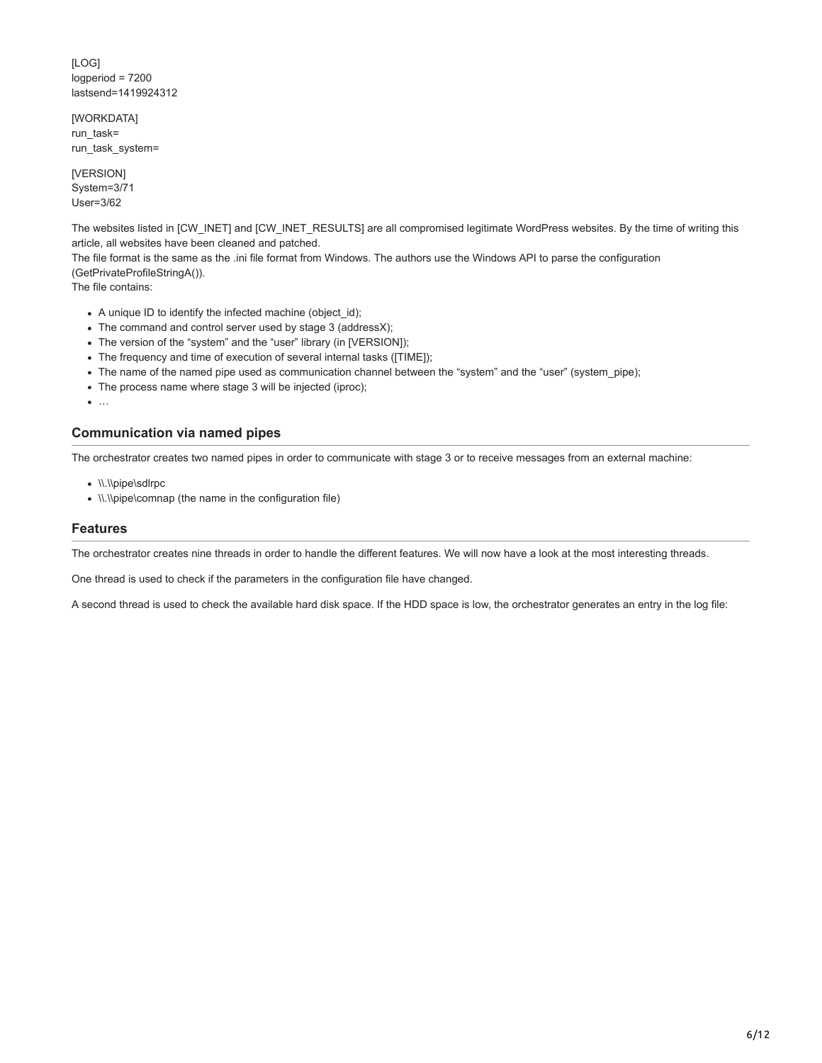[LOG]
logperiod = 7200
lastsend=1419924312

[WORKDATA]
run_task=
run_task_system=

[VERSION]
System=3/71
User=3/62

The websites listed in [CW_INET] and [CW_INET_RESULTS] are all compromised legitimate WordPress websites. By the time of writing this article, all websites have been cleaned and patched.
The file format is the same as the .ini file format from Windows. The authors use the Windows API to parse the configuration (GetPrivateProfileStringA()).
The file contains:

- A unique ID to identify the infected machine (object_id);
- The command and control server used by stage 3 (addressX);
- The version of the "system" and the "user" library (in [VERSION]);
- The frequency and time of execution of several internal tasks ([TIME]);
- The name of the named pipe used as communication channel between the "system" and the "user" (system_pipe);
- The process name where stage 3 will be injected (iproc);
- …

## Communication via named pipes

The orchestrator creates two named pipes in order to communicate with stage 3 or to receive messages from an external machine:

- \\.\\pipe\sdlrpc
- \\.\\pipe\comnap (the name in the configuration file)

## Features

The orchestrator creates nine threads in order to handle the different features. We will now have a look at the most interesting threads.

One thread is used to check if the parameters in the configuration file have changed.

A second thread is used to check the available hard disk space. If the HDD space is low, the orchestrator generates an entry in the log file: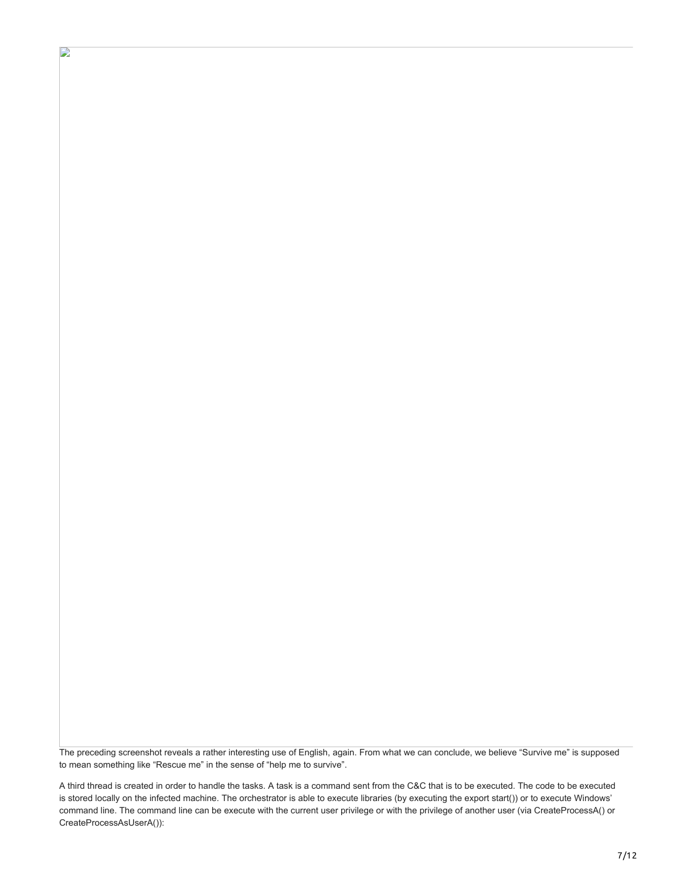The preceding screenshot reveals a rather interesting use of English, again. From what we can conclude, we believe "Survive me" is supposed to mean something like "Rescue me" in the sense of "help me to survive".

A third thread is created in order to handle the tasks. A task is a command sent from the C&C that is to be executed. The code to be executed is stored locally on the infected machine. The orchestrator is able to execute libraries (by executing the export start()) or to execute Windows' command line. The command line can be execute with the current user privilege or with the privilege of another user (via CreateProcessA() or CreateProcessAsUserA()):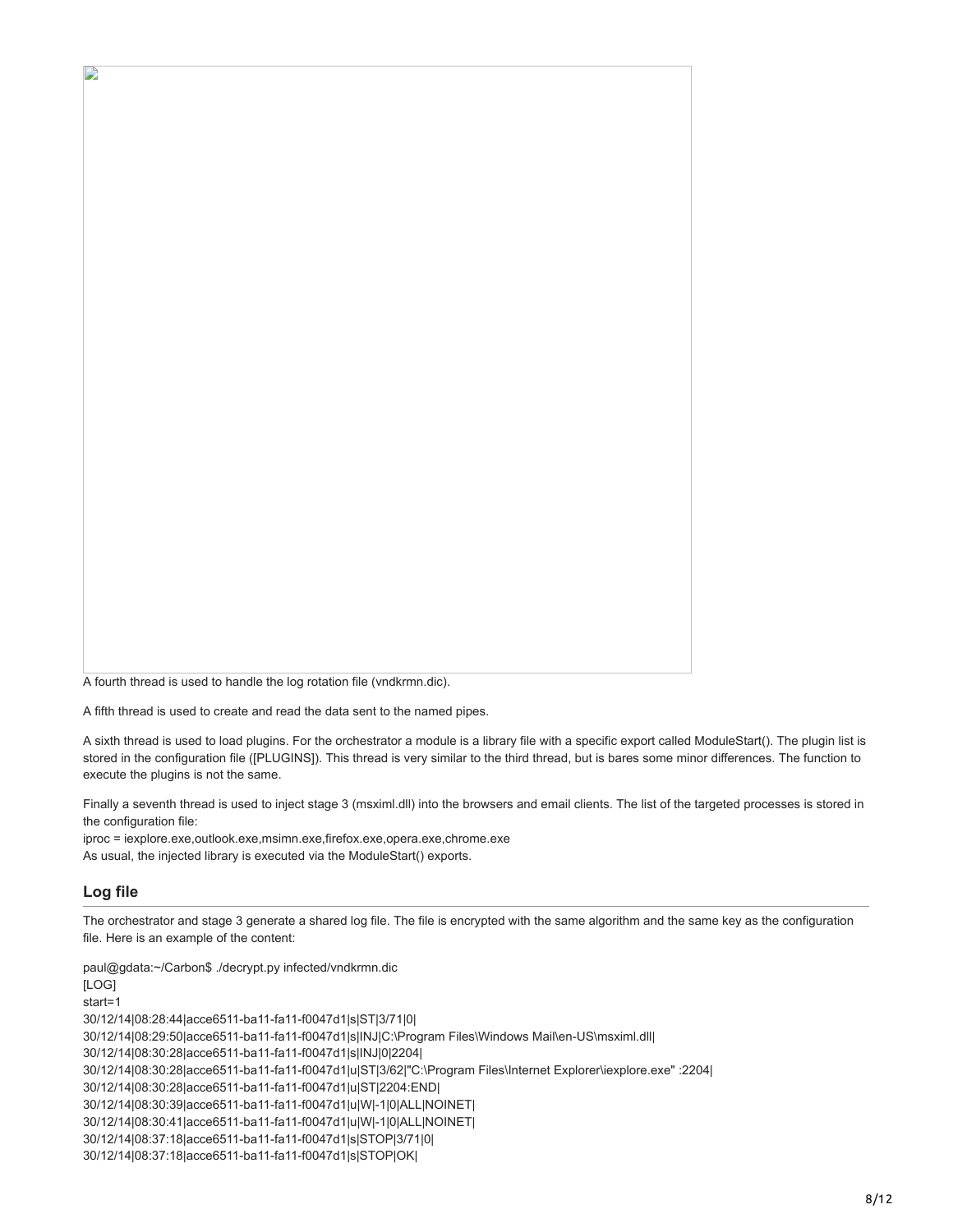A fourth thread is used to handle the log rotation file (vndkrmn.dic).

A fifth thread is used to create and read the data sent to the named pipes.

A sixth thread is used to load plugins. For the orchestrator a module is a library file with a specific export called ModuleStart(). The plugin list is stored in the configuration file ([PLUGINS]). This thread is very similar to the third thread, but is bares some minor differences. The function to execute the plugins is not the same.

Finally a seventh thread is used to inject stage 3 (msximl.dll) into the browsers and email clients. The list of the targeted processes is stored in the configuration file:
iproc = iexplore.exe,outlook.exe,msimn.exe,firefox.exe,opera.exe,chrome.exe
As usual, the injected library is executed via the ModuleStart() exports.

## Log file

The orchestrator and stage 3 generate a shared log file. The file is encrypted with the same algorithm and the same key as the configuration file. Here is an example of the content:

```
paul@gdata:~/Carbon$ ./decrypt.py infected/vndkrmn.dic
[LOG]
start=1
30/12/14|08:28:44|acce6511-ba11-fa11-f0047d1|s|ST|3/71|0|
30/12/14|08:29:50|acce6511-ba11-fa11-f0047d1|s|INJ|C:\Program Files\Windows Mail\en-US\msximl.dll|
30/12/14|08:30:28|acce6511-ba11-fa11-f0047d1|s|INJ|0|2204|
30/12/14|08:30:28|acce6511-ba11-fa11-f0047d1|u|ST|3/62|"C:\Program Files\Internet Explorer\iexplore.exe" :2204|
30/12/14|08:30:28|acce6511-ba11-fa11-f0047d1|u|ST|2204:END|
30/12/14|08:30:39|acce6511-ba11-fa11-f0047d1|u|W|-1|0|ALL|NOINET|
30/12/14|08:30:41|acce6511-ba11-fa11-f0047d1|u|W|-1|0|ALL|NOINET|
30/12/14|08:37:18|acce6511-ba11-fa11-f0047d1|s|STOP|3/71|0|
30/12/14|08:37:18|acce6511-ba11-fa11-f0047d1|s|STOP|OK|
```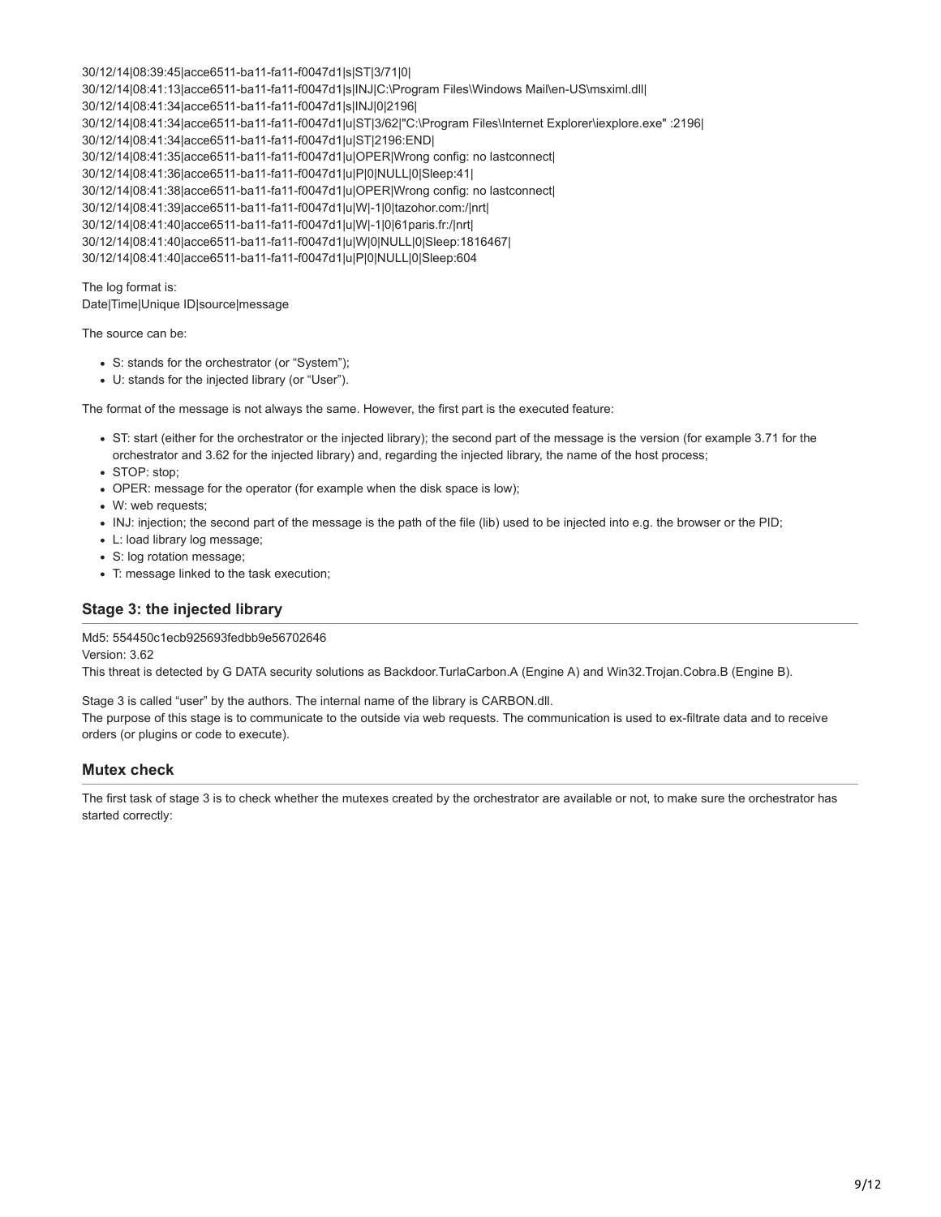```
30/12/14|08:39:45|acce6511-ba11-fa11-f0047d1|s|ST|3/71|0|
30/12/14|08:41:13|acce6511-ba11-fa11-f0047d1|s|INJ|C:\Program Files\Windows Mail\en-US\msximl.dll|
30/12/14|08:41:34|acce6511-ba11-fa11-f0047d1|s|INJ|0|2196|
30/12/14|08:41:34|acce6511-ba11-fa11-f0047d1|u|ST|3/62|"C:\Program Files\Internet Explorer\iexplore.exe" :2196|
30/12/14|08:41:34|acce6511-ba11-fa11-f0047d1|u|ST|2196:END|
30/12/14|08:41:35|acce6511-ba11-fa11-f0047d1|u|OPER|Wrong config: no lastconnect|
30/12/14|08:41:36|acce6511-ba11-fa11-f0047d1|u|P|0|NULL|0|Sleep:41|
30/12/14|08:41:38|acce6511-ba11-fa11-f0047d1|u|OPER|Wrong config: no lastconnect|
30/12/14|08:41:39|acce6511-ba11-fa11-f0047d1|u|W|-1|0|tazohor.com:/|nrt|
30/12/14|08:41:40|acce6511-ba11-fa11-f0047d1|u|W|-1|0|61paris.fr:/|nrt|
30/12/14|08:41:40|acce6511-ba11-fa11-f0047d1|u|W|0|NULL|0|Sleep:1816467|
30/12/14|08:41:40|acce6511-ba11-fa11-f0047d1|u|P|0|NULL|0|Sleep:604
```

The log format is:
Date|Time|Unique ID|source|message

The source can be:

- S: stands for the orchestrator (or "System");
- U: stands for the injected library (or "User").

The format of the message is not always the same. However, the first part is the executed feature:

- ST: start (either for the orchestrator or the injected library); the second part of the message is the version (for example 3.71 for the orchestrator and 3.62 for the injected library) and, regarding the injected library, the name of the host process;
- STOP: stop;
- OPER: message for the operator (for example when the disk space is low);
- W: web requests;
- INJ: injection; the second part of the message is the path of the file (lib) used to be injected into e.g. the browser or the PID;
- L: load library log message;
- S: log rotation message;
- T: message linked to the task execution;

## Stage 3: the injected library

Md5: 554450c1ecb925693fedbb9e56702646
Version: 3.62
This threat is detected by G DATA security solutions as Backdoor.TurlaCarbon.A (Engine A) and Win32.Trojan.Cobra.B (Engine B).

Stage 3 is called "user" by the authors. The internal name of the library is CARBON.dll.
The purpose of this stage is to communicate to the outside via web requests. The communication is used to ex-filtrate data and to receive orders (or plugins or code to execute).

## Mutex check

The first task of stage 3 is to check whether the mutexes created by the orchestrator are available or not, to make sure the orchestrator has started correctly: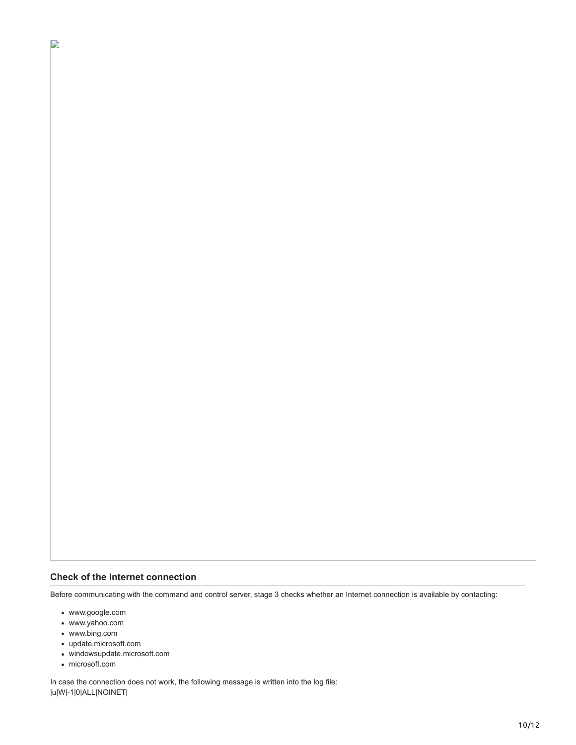## Check of the Internet connection

Before communicating with the command and control server, stage 3 checks whether an Internet connection is available by contacting:

- www.google.com
- www.yahoo.com
- www.bing.com
- update.microsoft.com
- windowsupdate.microsoft.com
- microsoft.com

In case the connection does not work, the following message is written into the log file:
|u|W|-1|0|ALL|NOINET|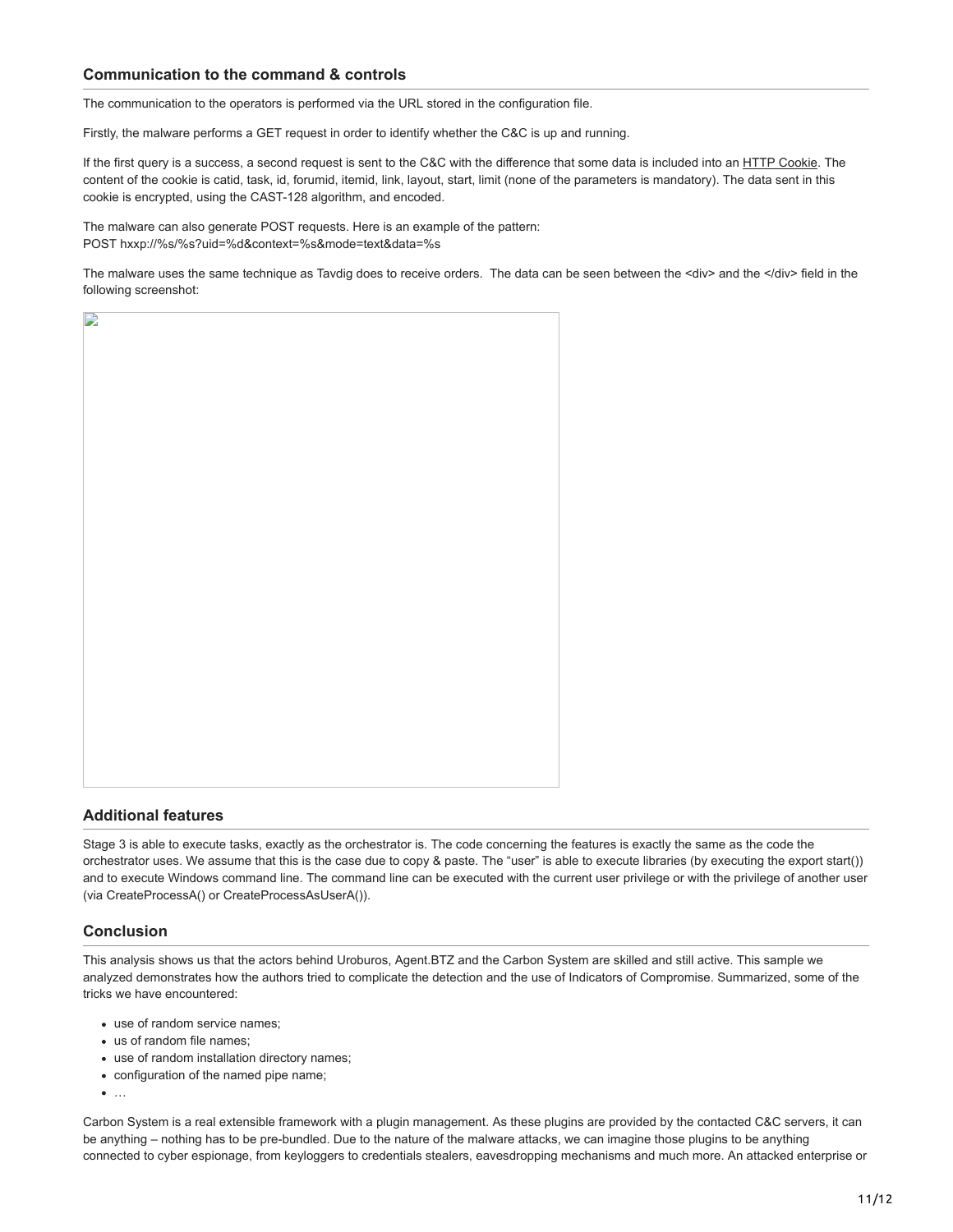### Communication to the command & controls

The communication to the operators is performed via the URL stored in the configuration file.

Firstly, the malware performs a GET request in order to identify whether the C&C is up and running.

If the first query is a success, a second request is sent to the C&C with the difference that some data is included into an HTTP Cookie. The content of the cookie is catid, task, id, forumid, itemid, link, layout, start, limit (none of the parameters is mandatory). The data sent in this cookie is encrypted, using the CAST-128 algorithm, and encoded.

The malware can also generate POST requests. Here is an example of the pattern:
POST hxxp://%s/%s?uid=%d&context=%s&mode=text&data=%s

The malware uses the same technique as Tavdig does to receive orders. The data can be seen between the <div> and the </div> field in the following screenshot:

### Additional features

Stage 3 is able to execute tasks, exactly as the orchestrator is. The code concerning the features is exactly the same as the code the orchestrator uses. We assume that this is the case due to copy & paste. The "user" is able to execute libraries (by executing the export start()) and to execute Windows command line. The command line can be executed with the current user privilege or with the privilege of another user (via CreateProcessA() or CreateProcessAsUserA()).

### Conclusion

This analysis shows us that the actors behind Uroburos, Agent.BTZ and the Carbon System are skilled and still active. This sample we analyzed demonstrates how the authors tried to complicate the detection and the use of Indicators of Compromise. Summarized, some of the tricks we have encountered:

- use of random service names;
- us of random file names;
- use of random installation directory names;
- configuration of the named pipe name;
- …

Carbon System is a real extensible framework with a plugin management. As these plugins are provided by the contacted C&C servers, it can be anything – nothing has to be pre-bundled. Due to the nature of the malware attacks, we can imagine those plugins to be anything connected to cyber espionage, from keyloggers to credentials stealers, eavesdropping mechanisms and much more. An attacked enterprise or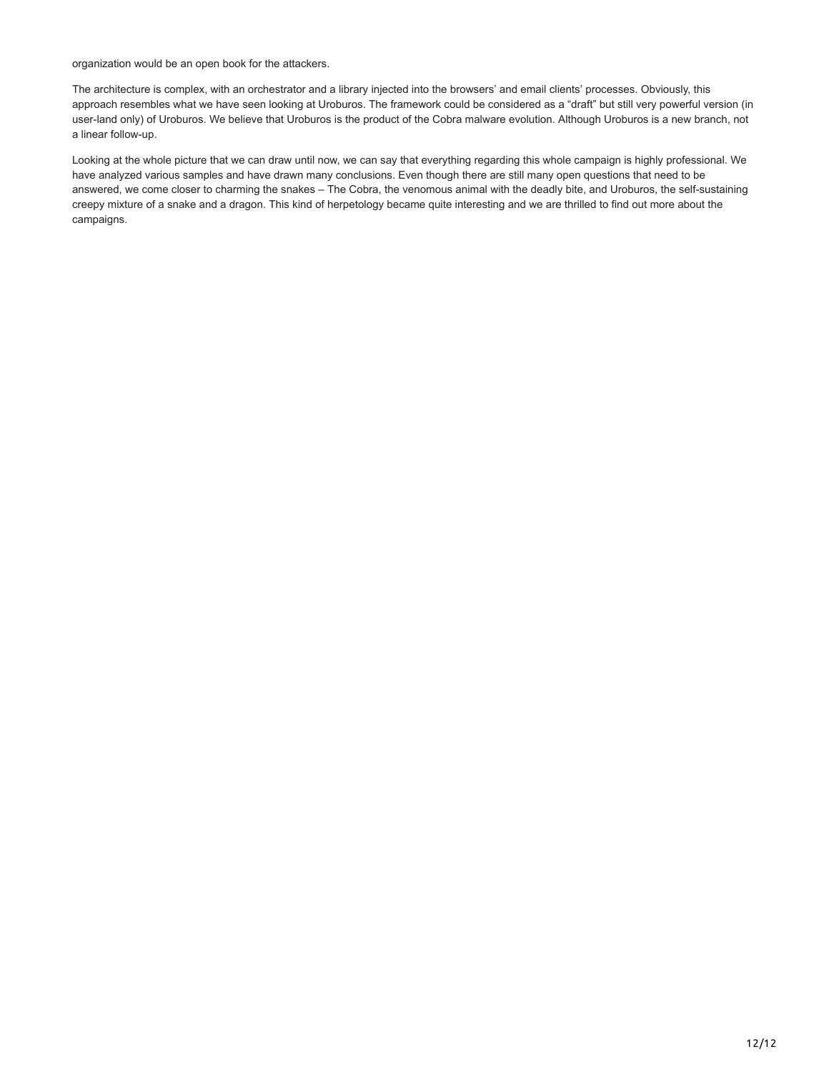organization would be an open book for the attackers.

The architecture is complex, with an orchestrator and a library injected into the browsers' and email clients' processes. Obviously, this approach resembles what we have seen looking at Uroburos. The framework could be considered as a "draft" but still very powerful version (in user-land only) of Uroburos. We believe that Uroburos is the product of the Cobra malware evolution. Although Uroburos is a new branch, not a linear follow-up.

Looking at the whole picture that we can draw until now, we can say that everything regarding this whole campaign is highly professional. We have analyzed various samples and have drawn many conclusions. Even though there are still many open questions that need to be answered, we come closer to charming the snakes – The Cobra, the venomous animal with the deadly bite, and Uroburos, the self-sustaining creepy mixture of a snake and a dragon. This kind of herpetology became quite interesting and we are thrilled to find out more about the campaigns.